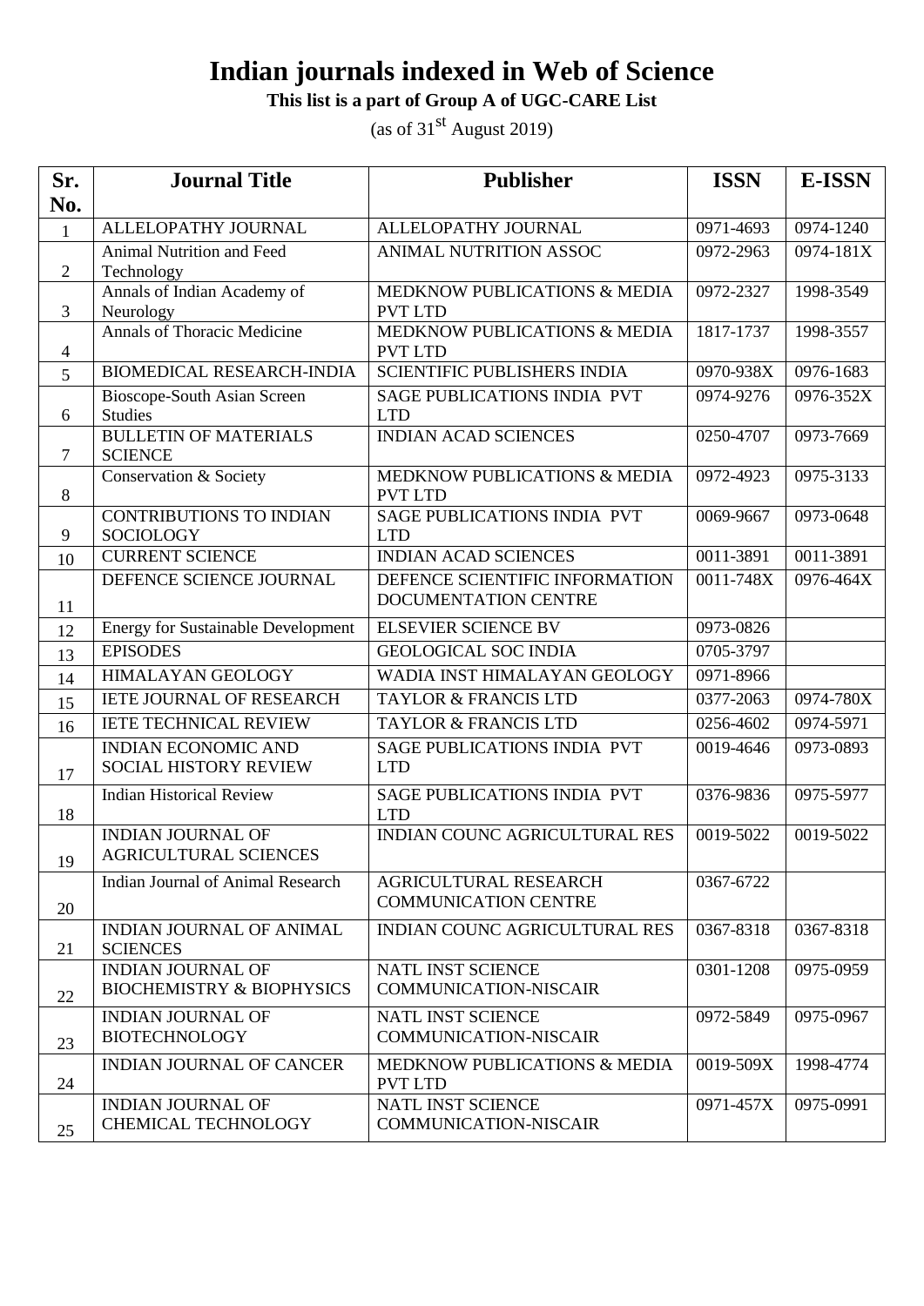# Indian journals indexed in Web of Science

**This list is a part of Group A of UGC-CARE List**

(as of 31st August 2019)

| Sr. No. | Journal Title | Publisher | ISSN | E-ISSN |
|---|---|---|---|---|
| 1 | ALLELOPATHY JOURNAL | ALLELOPATHY JOURNAL | 0971-4693 | 0974-1240 |
| 2 | Animal Nutrition and Feed Technology | ANIMAL NUTRITION ASSOC | 0972-2963 | 0974-181X |
| 3 | Annals of Indian Academy of Neurology | MEDKNOW PUBLICATIONS & MEDIA PVT LTD | 0972-2327 | 1998-3549 |
| 4 | Annals of Thoracic Medicine | MEDKNOW PUBLICATIONS & MEDIA PVT LTD | 1817-1737 | 1998-3557 |
| 5 | BIOMEDICAL RESEARCH-INDIA | SCIENTIFIC PUBLISHERS INDIA | 0970-938X | 0976-1683 |
| 6 | Bioscope-South Asian Screen Studies | SAGE PUBLICATIONS INDIA PVT LTD | 0974-9276 | 0976-352X |
| 7 | BULLETIN OF MATERIALS SCIENCE | INDIAN ACAD SCIENCES | 0250-4707 | 0973-7669 |
| 8 | Conservation & Society | MEDKNOW PUBLICATIONS & MEDIA PVT LTD | 0972-4923 | 0975-3133 |
| 9 | CONTRIBUTIONS TO INDIAN SOCIOLOGY | SAGE PUBLICATIONS INDIA PVT LTD | 0069-9667 | 0973-0648 |
| 10 | CURRENT SCIENCE | INDIAN ACAD SCIENCES | 0011-3891 | 0011-3891 |
| 11 | DEFENCE SCIENCE JOURNAL | DEFENCE SCIENTIFIC INFORMATION DOCUMENTATION CENTRE | 0011-748X | 0976-464X |
| 12 | Energy for Sustainable Development | ELSEVIER SCIENCE BV | 0973-0826 | |
| 13 | EPISODES | GEOLOGICAL SOC INDIA | 0705-3797 | |
| 14 | HIMALAYAN GEOLOGY | WADIA INST HIMALAYAN GEOLOGY | 0971-8966 | |
| 15 | IETE JOURNAL OF RESEARCH | TAYLOR & FRANCIS LTD | 0377-2063 | 0974-780X |
| 16 | IETE TECHNICAL REVIEW | TAYLOR & FRANCIS LTD | 0256-4602 | 0974-5971 |
| 17 | INDIAN ECONOMIC AND SOCIAL HISTORY REVIEW | SAGE PUBLICATIONS INDIA PVT LTD | 0019-4646 | 0973-0893 |
| 18 | Indian Historical Review | SAGE PUBLICATIONS INDIA PVT LTD | 0376-9836 | 0975-5977 |
| 19 | INDIAN JOURNAL OF AGRICULTURAL SCIENCES | INDIAN COUNC AGRICULTURAL RES | 0019-5022 | 0019-5022 |
| 20 | Indian Journal of Animal Research | AGRICULTURAL RESEARCH COMMUNICATION CENTRE | 0367-6722 | |
| 21 | INDIAN JOURNAL OF ANIMAL SCIENCES | INDIAN COUNC AGRICULTURAL RES | 0367-8318 | 0367-8318 |
| 22 | INDIAN JOURNAL OF BIOCHEMISTRY & BIOPHYSICS | NATL INST SCIENCE COMMUNICATION-NISCAIR | 0301-1208 | 0975-0959 |
| 23 | INDIAN JOURNAL OF BIOTECHNOLOGY | NATL INST SCIENCE COMMUNICATION-NISCAIR | 0972-5849 | 0975-0967 |
| 24 | INDIAN JOURNAL OF CANCER | MEDKNOW PUBLICATIONS & MEDIA PVT LTD | 0019-509X | 1998-4774 |
| 25 | INDIAN JOURNAL OF CHEMICAL TECHNOLOGY | NATL INST SCIENCE COMMUNICATION-NISCAIR | 0971-457X | 0975-0991 |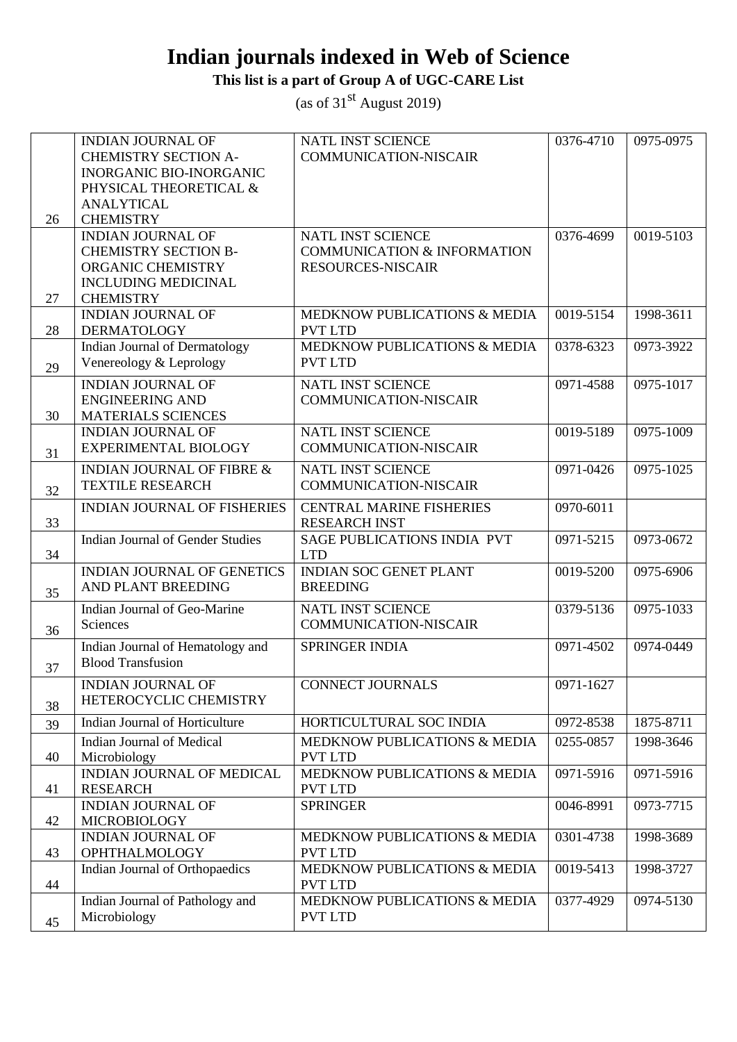# Indian journals indexed in Web of Science

**This list is a part of Group A of UGC-CARE List**

(as of 31st August 2019)

| | | | | |
|---|---|---|---|---|
| 26 | INDIAN JOURNAL OF CHEMISTRY SECTION A-INORGANIC BIO-INORGANIC PHYSICAL THEORETICAL & ANALYTICAL CHEMISTRY | NATL INST SCIENCE COMMUNICATION-NISCAIR | 0376-4710 | 0975-0975 |
| 27 | INDIAN JOURNAL OF CHEMISTRY SECTION B-ORGANIC CHEMISTRY INCLUDING MEDICINAL CHEMISTRY | NATL INST SCIENCE COMMUNICATION & INFORMATION RESOURCES-NISCAIR | 0376-4699 | 0019-5103 |
| 28 | INDIAN JOURNAL OF DERMATOLOGY | MEDKNOW PUBLICATIONS & MEDIA PVT LTD | 0019-5154 | 1998-3611 |
| 29 | Indian Journal of Dermatology Venereology & Leprology | MEDKNOW PUBLICATIONS & MEDIA PVT LTD | 0378-6323 | 0973-3922 |
| 30 | INDIAN JOURNAL OF ENGINEERING AND MATERIALS SCIENCES | NATL INST SCIENCE COMMUNICATION-NISCAIR | 0971-4588 | 0975-1017 |
| 31 | INDIAN JOURNAL OF EXPERIMENTAL BIOLOGY | NATL INST SCIENCE COMMUNICATION-NISCAIR | 0019-5189 | 0975-1009 |
| 32 | INDIAN JOURNAL OF FIBRE & TEXTILE RESEARCH | NATL INST SCIENCE COMMUNICATION-NISCAIR | 0971-0426 | 0975-1025 |
| 33 | INDIAN JOURNAL OF FISHERIES | CENTRAL MARINE FISHERIES RESEARCH INST | 0970-6011 | |
| 34 | Indian Journal of Gender Studies | SAGE PUBLICATIONS INDIA PVT LTD | 0971-5215 | 0973-0672 |
| 35 | INDIAN JOURNAL OF GENETICS AND PLANT BREEDING | INDIAN SOC GENET PLANT BREEDING | 0019-5200 | 0975-6906 |
| 36 | Indian Journal of Geo-Marine Sciences | NATL INST SCIENCE COMMUNICATION-NISCAIR | 0379-5136 | 0975-1033 |
| 37 | Indian Journal of Hematology and Blood Transfusion | SPRINGER INDIA | 0971-4502 | 0974-0449 |
| 38 | INDIAN JOURNAL OF HETEROCYCLIC CHEMISTRY | CONNECT JOURNALS | 0971-1627 | |
| 39 | Indian Journal of Horticulture | HORTICULTURAL SOC INDIA | 0972-8538 | 1875-8711 |
| 40 | Indian Journal of Medical Microbiology | MEDKNOW PUBLICATIONS & MEDIA PVT LTD | 0255-0857 | 1998-3646 |
| 41 | INDIAN JOURNAL OF MEDICAL RESEARCH | MEDKNOW PUBLICATIONS & MEDIA PVT LTD | 0971-5916 | 0971-5916 |
| 42 | INDIAN JOURNAL OF MICROBIOLOGY | SPRINGER | 0046-8991 | 0973-7715 |
| 43 | INDIAN JOURNAL OF OPHTHALMOLOGY | MEDKNOW PUBLICATIONS & MEDIA PVT LTD | 0301-4738 | 1998-3689 |
| 44 | Indian Journal of Orthopaedics | MEDKNOW PUBLICATIONS & MEDIA PVT LTD | 0019-5413 | 1998-3727 |
| 45 | Indian Journal of Pathology and Microbiology | MEDKNOW PUBLICATIONS & MEDIA PVT LTD | 0377-4929 | 0974-5130 |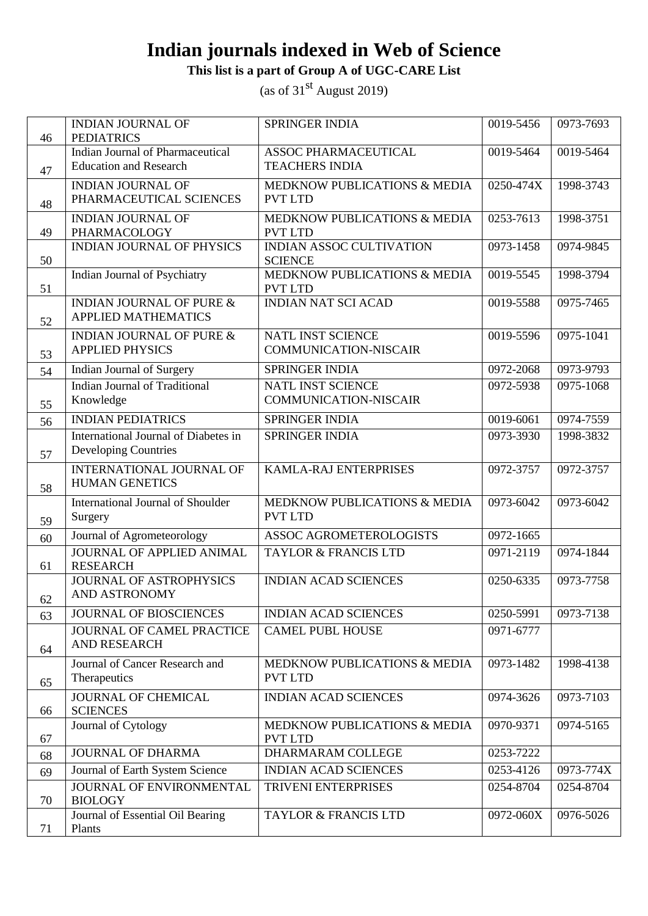# Indian journals indexed in Web of Science

**This list is a part of Group A of UGC-CARE List**

(as of 31st August 2019)

| | | | | |
|---|---|---|---|---|
| 46 | INDIAN JOURNAL OF PEDIATRICS | SPRINGER INDIA | 0019-5456 | 0973-7693 |
| 47 | Indian Journal of Pharmaceutical Education and Research | ASSOC PHARMACEUTICAL TEACHERS INDIA | 0019-5464 | 0019-5464 |
| 48 | INDIAN JOURNAL OF PHARMACEUTICAL SCIENCES | MEDKNOW PUBLICATIONS & MEDIA PVT LTD | 0250-474X | 1998-3743 |
| 49 | INDIAN JOURNAL OF PHARMACOLOGY | MEDKNOW PUBLICATIONS & MEDIA PVT LTD | 0253-7613 | 1998-3751 |
| 50 | INDIAN JOURNAL OF PHYSICS | INDIAN ASSOC CULTIVATION SCIENCE | 0973-1458 | 0974-9845 |
| 51 | Indian Journal of Psychiatry | MEDKNOW PUBLICATIONS & MEDIA PVT LTD | 0019-5545 | 1998-3794 |
| 52 | INDIAN JOURNAL OF PURE & APPLIED MATHEMATICS | INDIAN NAT SCI ACAD | 0019-5588 | 0975-7465 |
| 53 | INDIAN JOURNAL OF PURE & APPLIED PHYSICS | NATL INST SCIENCE COMMUNICATION-NISCAIR | 0019-5596 | 0975-1041 |
| 54 | Indian Journal of Surgery | SPRINGER INDIA | 0972-2068 | 0973-9793 |
| 55 | Indian Journal of Traditional Knowledge | NATL INST SCIENCE COMMUNICATION-NISCAIR | 0972-5938 | 0975-1068 |
| 56 | INDIAN PEDIATRICS | SPRINGER INDIA | 0019-6061 | 0974-7559 |
| 57 | International Journal of Diabetes in Developing Countries | SPRINGER INDIA | 0973-3930 | 1998-3832 |
| 58 | INTERNATIONAL JOURNAL OF HUMAN GENETICS | KAMLA-RAJ ENTERPRISES | 0972-3757 | 0972-3757 |
| 59 | International Journal of Shoulder Surgery | MEDKNOW PUBLICATIONS & MEDIA PVT LTD | 0973-6042 | 0973-6042 |
| 60 | Journal of Agrometeorology | ASSOC AGROMETEROLOGISTS | 0972-1665 | |
| 61 | JOURNAL OF APPLIED ANIMAL RESEARCH | TAYLOR & FRANCIS LTD | 0971-2119 | 0974-1844 |
| 62 | JOURNAL OF ASTROPHYSICS AND ASTRONOMY | INDIAN ACAD SCIENCES | 0250-6335 | 0973-7758 |
| 63 | JOURNAL OF BIOSCIENCES | INDIAN ACAD SCIENCES | 0250-5991 | 0973-7138 |
| 64 | JOURNAL OF CAMEL PRACTICE AND RESEARCH | CAMEL PUBL HOUSE | 0971-6777 | |
| 65 | Journal of Cancer Research and Therapeutics | MEDKNOW PUBLICATIONS & MEDIA PVT LTD | 0973-1482 | 1998-4138 |
| 66 | JOURNAL OF CHEMICAL SCIENCES | INDIAN ACAD SCIENCES | 0974-3626 | 0973-7103 |
| 67 | Journal of Cytology | MEDKNOW PUBLICATIONS & MEDIA PVT LTD | 0970-9371 | 0974-5165 |
| 68 | JOURNAL OF DHARMA | DHARMARAM COLLEGE | 0253-7222 | |
| 69 | Journal of Earth System Science | INDIAN ACAD SCIENCES | 0253-4126 | 0973-774X |
| 70 | JOURNAL OF ENVIRONMENTAL BIOLOGY | TRIVENI ENTERPRISES | 0254-8704 | 0254-8704 |
| 71 | Journal of Essential Oil Bearing Plants | TAYLOR & FRANCIS LTD | 0972-060X | 0976-5026 |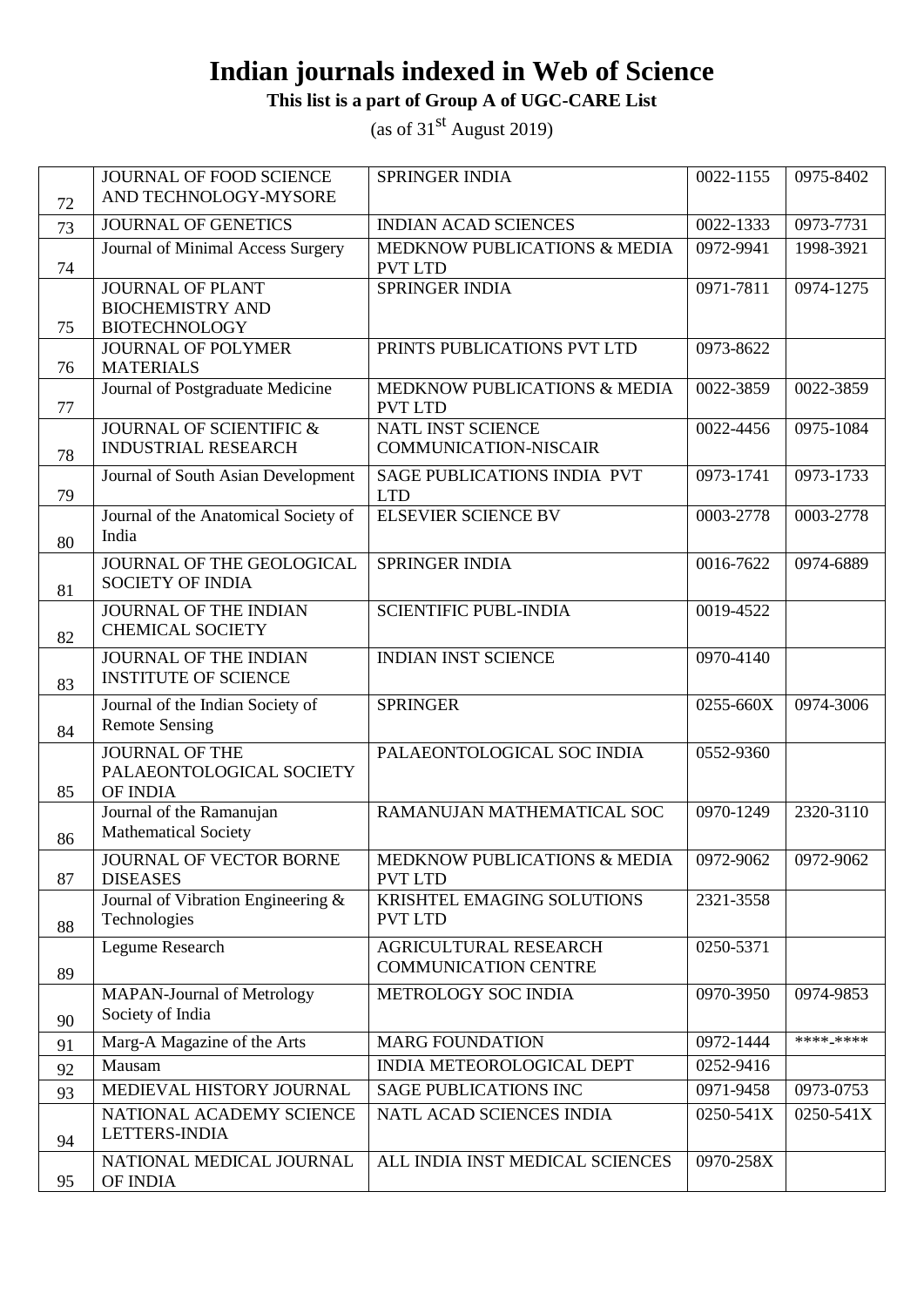# Indian journals indexed in Web of Science

**This list is a part of Group A of UGC-CARE List**

(as of 31st August 2019)

| | | | | |
|---|---|---|---|---|
| 72 | JOURNAL OF FOOD SCIENCE AND TECHNOLOGY-MYSORE | SPRINGER INDIA | 0022-1155 | 0975-8402 |
| 73 | JOURNAL OF GENETICS | INDIAN ACAD SCIENCES | 0022-1333 | 0973-7731 |
| 74 | Journal of Minimal Access Surgery | MEDKNOW PUBLICATIONS & MEDIA PVT LTD | 0972-9941 | 1998-3921 |
| 75 | JOURNAL OF PLANT BIOCHEMISTRY AND BIOTECHNOLOGY | SPRINGER INDIA | 0971-7811 | 0974-1275 |
| 76 | JOURNAL OF POLYMER MATERIALS | PRINTS PUBLICATIONS PVT LTD | 0973-8622 | |
| 77 | Journal of Postgraduate Medicine | MEDKNOW PUBLICATIONS & MEDIA PVT LTD | 0022-3859 | 0022-3859 |
| 78 | JOURNAL OF SCIENTIFIC & INDUSTRIAL RESEARCH | NATL INST SCIENCE COMMUNICATION-NISCAIR | 0022-4456 | 0975-1084 |
| 79 | Journal of South Asian Development | SAGE PUBLICATIONS INDIA PVT LTD | 0973-1741 | 0973-1733 |
| 80 | Journal of the Anatomical Society of India | ELSEVIER SCIENCE BV | 0003-2778 | 0003-2778 |
| 81 | JOURNAL OF THE GEOLOGICAL SOCIETY OF INDIA | SPRINGER INDIA | 0016-7622 | 0974-6889 |
| 82 | JOURNAL OF THE INDIAN CHEMICAL SOCIETY | SCIENTIFIC PUBL-INDIA | 0019-4522 | |
| 83 | JOURNAL OF THE INDIAN INSTITUTE OF SCIENCE | INDIAN INST SCIENCE | 0970-4140 | |
| 84 | Journal of the Indian Society of Remote Sensing | SPRINGER | 0255-660X | 0974-3006 |
| 85 | JOURNAL OF THE PALAEONTOLOGICAL SOCIETY OF INDIA | PALAEONTOLOGICAL SOC INDIA | 0552-9360 | |
| 86 | Journal of the Ramanujan Mathematical Society | RAMANUJAN MATHEMATICAL SOC | 0970-1249 | 2320-3110 |
| 87 | JOURNAL OF VECTOR BORNE DISEASES | MEDKNOW PUBLICATIONS & MEDIA PVT LTD | 0972-9062 | 0972-9062 |
| 88 | Journal of Vibration Engineering & Technologies | KRISHTEL EMAGING SOLUTIONS PVT LTD | 2321-3558 | |
| 89 | Legume Research | AGRICULTURAL RESEARCH COMMUNICATION CENTRE | 0250-5371 | |
| 90 | MAPAN-Journal of Metrology Society of India | METROLOGY SOC INDIA | 0970-3950 | 0974-9853 |
| 91 | Marg-A Magazine of the Arts | MARG FOUNDATION | 0972-1444 | ****-**** |
| 92 | Mausam | INDIA METEOROLOGICAL DEPT | 0252-9416 | |
| 93 | MEDIEVAL HISTORY JOURNAL | SAGE PUBLICATIONS INC | 0971-9458 | 0973-0753 |
| 94 | NATIONAL ACADEMY SCIENCE LETTERS-INDIA | NATL ACAD SCIENCES INDIA | 0250-541X | 0250-541X |
| 95 | NATIONAL MEDICAL JOURNAL OF INDIA | ALL INDIA INST MEDICAL SCIENCES | 0970-258X | |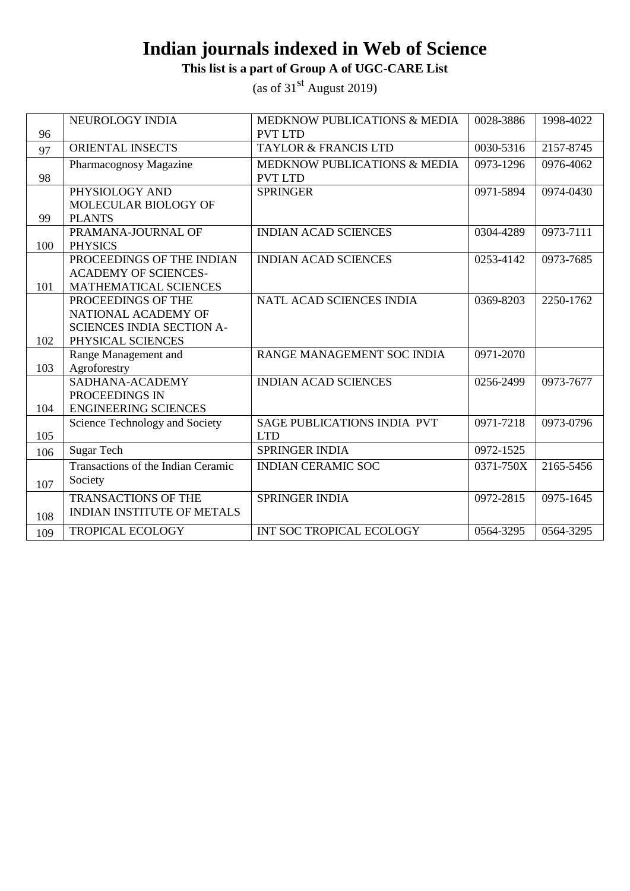# Indian journals indexed in Web of Science

**This list is a part of Group A of UGC-CARE List**

(as of 31st August 2019)

| | | | | |
|---|---|---|---|---|
| 96 | NEUROLOGY INDIA | MEDKNOW PUBLICATIONS & MEDIA PVT LTD | 0028-3886 | 1998-4022 |
| 97 | ORIENTAL INSECTS | TAYLOR & FRANCIS LTD | 0030-5316 | 2157-8745 |
| 98 | Pharmacognosy Magazine | MEDKNOW PUBLICATIONS & MEDIA PVT LTD | 0973-1296 | 0976-4062 |
| 99 | PHYSIOLOGY AND MOLECULAR BIOLOGY OF PLANTS | SPRINGER | 0971-5894 | 0974-0430 |
| 100 | PRAMANA-JOURNAL OF PHYSICS | INDIAN ACAD SCIENCES | 0304-4289 | 0973-7111 |
| 101 | PROCEEDINGS OF THE INDIAN ACADEMY OF SCIENCES-MATHEMATICAL SCIENCES | INDIAN ACAD SCIENCES | 0253-4142 | 0973-7685 |
| 102 | PROCEEDINGS OF THE NATIONAL ACADEMY OF SCIENCES INDIA SECTION A-PHYSICAL SCIENCES | NATL ACAD SCIENCES INDIA | 0369-8203 | 2250-1762 |
| 103 | Range Management and Agroforestry | RANGE MANAGEMENT SOC INDIA | 0971-2070 | |
| 104 | SADHANA-ACADEMY PROCEEDINGS IN ENGINEERING SCIENCES | INDIAN ACAD SCIENCES | 0256-2499 | 0973-7677 |
| 105 | Science Technology and Society | SAGE PUBLICATIONS INDIA PVT LTD | 0971-7218 | 0973-0796 |
| 106 | Sugar Tech | SPRINGER INDIA | 0972-1525 | |
| 107 | Transactions of the Indian Ceramic Society | INDIAN CERAMIC SOC | 0371-750X | 2165-5456 |
| 108 | TRANSACTIONS OF THE INDIAN INSTITUTE OF METALS | SPRINGER INDIA | 0972-2815 | 0975-1645 |
| 109 | TROPICAL ECOLOGY | INT SOC TROPICAL ECOLOGY | 0564-3295 | 0564-3295 |